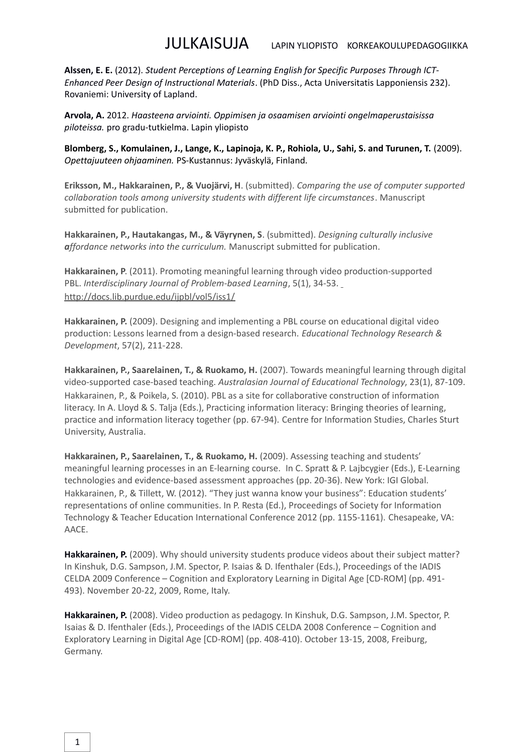# JULKAISUJA LAPIN YLIOPISTO KORKEAKOULUPEDAGOGIIKKA

**Alssen, E. E.** (2012). *Student Perceptions of Learning English for Specific Purposes Through ICT-Enhanced Peer Design of Instructional Materials*. (PhD Diss., Acta Universitatis Lapponiensis 232). Rovaniemi: University of Lapland.

**Arvola, A.** 2012. *Haasteena arviointi. Oppimisen ja osaamisen arviointi ongelmaperustaisissa piloteissa.* pro gradu-tutkielma. Lapin yliopisto

**Blomberg, S., Komulainen, J., Lange, K., Lapinoja, K. P., Rohiola, U., Sahi, S. and Turunen, T.** (2009). *Opettajuuteen ohjaaminen.* PS-Kustannus: Jyväskylä, Finland.

**Eriksson, M., Hakkarainen, P., & Vuojärvi, H**. (submitted). *Comparing the use of computer supported collaboration tools among university students with different life circumstances*. Manuscript submitted for publication.

**Hakkarainen, P., Hautakangas, M., & Väyrynen, S**. (submitted). *Designing culturally inclusive affordance networks into the curriculum.* Manuscript submitted for publication.

**Hakkarainen, P**. (2011). Promoting meaningful learning through video production-supported PBL. *Interdisciplinary Journal of Problem-based Learning*, 5(1), 34-53. http://docs.lib.purdue.edu/ijpbl/vol5/iss1/

**Hakkarainen, P.** (2009). Designing and implementing a PBL course on educational digital video production: Lessons learned from a design-based research. *Educational Technology Research & Development*, 57(2), 211-228.

**Hakkarainen, P., Saarelainen, T., & Ruokamo, H.** (2007). Towards meaningful learning through digital video-supported case-based teaching. *Australasian Journal of Educational Technology*, 23(1), 87-109.
Hakkarainen, P., & Poikela, S. (2010). PBL as a site for collaborative construction of information literacy. In A. Lloyd & S. Talja (Eds.), Practicing information literacy: Bringing theories of learning, practice and information literacy together (pp. 67-94). Centre for Information Studies, Charles Sturt University, Australia.

**Hakkarainen, P., Saarelainen, T., & Ruokamo, H.** (2009). Assessing teaching and students' meaningful learning processes in an E-learning course. In C. Spratt & P. Lajbcygier (Eds.), E-Learning technologies and evidence-based assessment approaches (pp. 20-36). New York: IGI Global.
Hakkarainen, P., & Tillett, W. (2012). "They just wanna know your business": Education students' representations of online communities. In P. Resta (Ed.), Proceedings of Society for Information Technology & Teacher Education International Conference 2012 (pp. 1155-1161). Chesapeake, VA: AACE.

**Hakkarainen, P.** (2009). Why should university students produce videos about their subject matter? In Kinshuk, D.G. Sampson, J.M. Spector, P. Isaias & D. Ifenthaler (Eds.), Proceedings of the IADIS CELDA 2009 Conference – Cognition and Exploratory Learning in Digital Age [CD-ROM] (pp. 491-493). November 20-22, 2009, Rome, Italy.

**Hakkarainen, P.** (2008). Video production as pedagogy. In Kinshuk, D.G. Sampson, J.M. Spector, P. Isaias & D. Ifenthaler (Eds.), Proceedings of the IADIS CELDA 2008 Conference – Cognition and Exploratory Learning in Digital Age [CD-ROM] (pp. 408-410). October 13-15, 2008, Freiburg, Germany.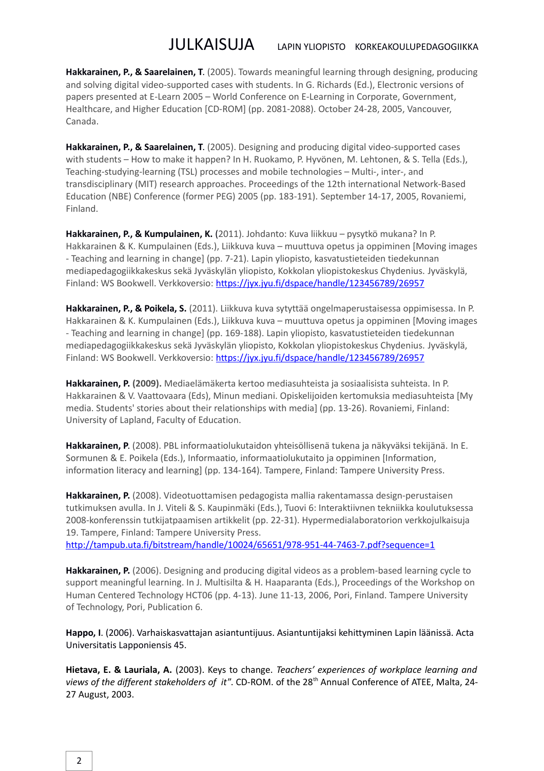**Hakkarainen, P., & Saarelainen, T**. (2005). Towards meaningful learning through designing, producing and solving digital video-supported cases with students. In G. Richards (Ed.), Electronic versions of papers presented at E-Learn 2005 – World Conference on E-Learning in Corporate, Government, Healthcare, and Higher Education [CD-ROM] (pp. 2081-2088). October 24-28, 2005, Vancouver, Canada.

**Hakkarainen, P., & Saarelainen, T**. (2005). Designing and producing digital video-supported cases with students – How to make it happen? In H. Ruokamo, P. Hyvönen, M. Lehtonen, & S. Tella (Eds.), Teaching-studying-learning (TSL) processes and mobile technologies – Multi-, inter-, and transdisciplinary (MIT) research approaches. Proceedings of the 12th international Network-Based Education (NBE) Conference (former PEG) 2005 (pp. 183-191). September 14-17, 2005, Rovaniemi, Finland.

**Hakkarainen, P., & Kumpulainen, K.** (2011). Johdanto: Kuva liikkuu – pysytkö mukana? In P. Hakkarainen & K. Kumpulainen (Eds.), Liikkuva kuva – muuttuva opetus ja oppiminen [Moving images - Teaching and learning in change] (pp. 7-21). Lapin yliopisto, kasvatustieteiden tiedekunnan mediapedagogiikkakeskus sekä Jyväskylän yliopisto, Kokkolan yliopistokeskus Chydenius. Jyväskylä, Finland: WS Bookwell. Verkkoversio: https://jyx.jyu.fi/dspace/handle/123456789/26957

**Hakkarainen, P., & Poikela, S.** (2011). Liikkuva kuva sytyttää ongelmaperustaisessa oppimisessa. In P. Hakkarainen & K. Kumpulainen (Eds.), Liikkuva kuva – muuttuva opetus ja oppiminen [Moving images - Teaching and learning in change] (pp. 169-188). Lapin yliopisto, kasvatustieteiden tiedekunnan mediapedagogiikkakeskus sekä Jyväskylän yliopisto, Kokkolan yliopistokeskus Chydenius. Jyväskylä, Finland: WS Bookwell. Verkkoversio: https://jyx.jyu.fi/dspace/handle/123456789/26957

**Hakkarainen, P. (2009).** Mediaelämäkerta kertoo mediasuhteista ja sosiaalisista suhteista. In P. Hakkarainen & V. Vaattovaara (Eds), Minun mediani. Opiskelijoiden kertomuksia mediasuhteista [My media. Students' stories about their relationships with media] (pp. 13-26). Rovaniemi, Finland: University of Lapland, Faculty of Education.

**Hakkarainen, P**. (2008). PBL informaatiolukutaidon yhteisöllisenä tukena ja näkyväksi tekijänä. In E. Sormunen & E. Poikela (Eds.), Informaatio, informaatiolukutaito ja oppiminen [Information, information literacy and learning] (pp. 134-164). Tampere, Finland: Tampere University Press.

**Hakkarainen, P.** (2008). Videotuottamisen pedagogista mallia rakentamassa design-perustaisen tutkimuksen avulla. In J. Viteli & S. Kaupinmäki (Eds.), Tuovi 6: Interaktiivnen tekniikka koulutuksessa 2008-konferenssin tutkijatpaamisen artikkelit (pp. 22-31). Hypermedialaboratorion verkkojulkaisuja 19. Tampere, Finland: Tampere University Press.
http://tampub.uta.fi/bitstream/handle/10024/65651/978-951-44-7463-7.pdf?sequence=1

**Hakkarainen, P.** (2006). Designing and producing digital videos as a problem-based learning cycle to support meaningful learning. In J. Multisilta & H. Haaparanta (Eds.), Proceedings of the Workshop on Human Centered Technology HCT06 (pp. 4-13). June 11-13, 2006, Pori, Finland. Tampere University of Technology, Pori, Publication 6.

**Happo, I**. (2006). Varhaiskasvattajan asiantuntijuus. Asiantuntijaksi kehittyminen Lapin läänissä. Acta Universitatis Lapponiensis 45.

**Hietava, E. & Lauriala, A.** (2003). Keys to change. *Teachers' experiences of workplace learning and views of the different stakeholders of it"*. CD-ROM. of the 28th Annual Conference of ATEE, Malta, 24-27 August, 2003.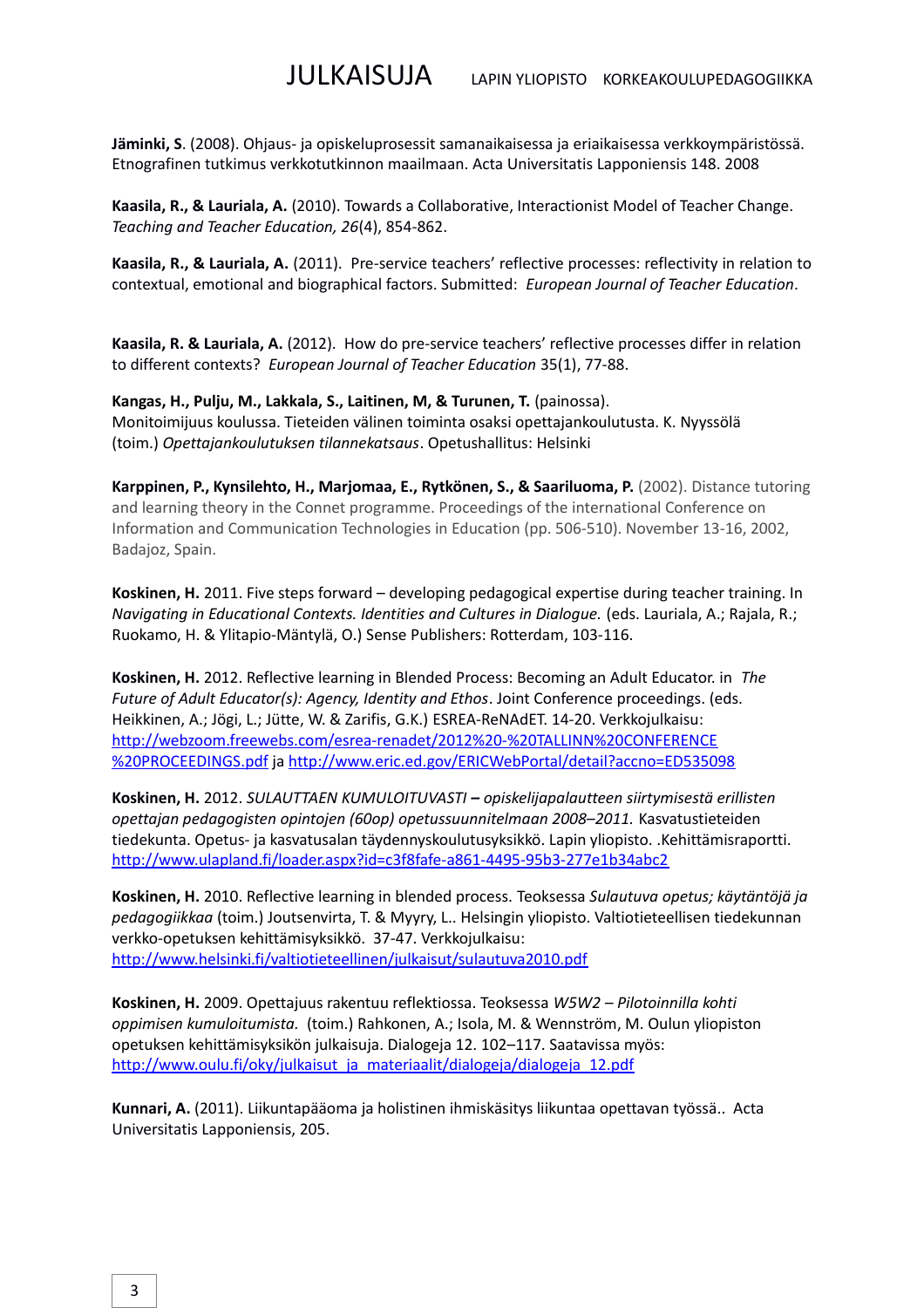**Jäminki, S**. (2008). Ohjaus- ja opiskeluprosessit samanaikaisessa ja eriaikaisessa verkkoympäristössä. Etnografinen tutkimus verkkotutkinnon maailmaan. Acta Universitatis Lapponiensis 148. 2008

**Kaasila, R., & Lauriala, A.** (2010). Towards a Collaborative, Interactionist Model of Teacher Change. *Teaching and Teacher Education, 26*(4), 854-862.

**Kaasila, R., & Lauriala, A.** (2011). Pre-service teachers' reflective processes: reflectivity in relation to contextual, emotional and biographical factors. Submitted: *European Journal of Teacher Education*.

**Kaasila, R. & Lauriala, A.** (2012). How do pre-service teachers' reflective processes differ in relation to different contexts? *European Journal of Teacher Education* 35(1), 77-88.

**Kangas, H., Pulju, M., Lakkala, S., Laitinen, M, & Turunen, T.** (painossa). Monitoimijuus koulussa. Tieteiden välinen toiminta osaksi opettajankoulutusta. K. Nyyssölä (toim.) *Opettajankoulutuksen tilannekatsaus*. Opetushallitus: Helsinki

**Karppinen, P., Kynsilehto, H., Marjomaa, E., Rytkönen, S., & Saariluoma, P.** (2002). Distance tutoring and learning theory in the Connet programme. Proceedings of the international Conference on Information and Communication Technologies in Education (pp. 506-510). November 13-16, 2002, Badajoz, Spain.

**Koskinen, H.** 2011. Five steps forward – developing pedagogical expertise during teacher training. In *Navigating in Educational Contexts. Identities and Cultures in Dialogue.* (eds. Lauriala, A.; Rajala, R.; Ruokamo, H. & Ylitapio-Mäntylä, O.) Sense Publishers: Rotterdam, 103-116.

**Koskinen, H.** 2012. Reflective learning in Blended Process: Becoming an Adult Educator. in *The Future of Adult Educator(s): Agency, Identity and Ethos*. Joint Conference proceedings. (eds. Heikkinen, A.; Jõgi, L.; Jütte, W. & Zarifis, G.K.) ESREA-ReNAdET. 14-20. Verkkojulkaisu: http://webzoom.freewebs.com/esrea-renadet/2012%20-%20TALLINN%20CONFERENCE%20PROCEEDINGS.pdf ja http://www.eric.ed.gov/ERICWebPortal/detail?accno=ED535098

**Koskinen, H.** 2012. *SULAUTTAEN KUMULOITUVASTI* **–** *opiskelijapalautteen siirtymisestä erillisten opettajan pedagogisten opintojen (60op) opetussuunnitelmaan 2008–2011.* Kasvatustieteiden tiedekunta. Opetus- ja kasvatusalan täydennyskoulutusyksikkö. Lapin yliopisto. .Kehittämisraportti. http://www.ulapland.fi/loader.aspx?id=c3f8fafe-a861-4495-95b3-277e1b34abc2

**Koskinen, H.** 2010. Reflective learning in blended process. Teoksessa *Sulautuva opetus; käytäntöjä ja pedagogiikkaa* (toim.) Joutsenvirta, T. & Myyry, L.. Helsingin yliopisto. Valtiotieteellisen tiedekunnan verkko-opetuksen kehittämisyksikkö. 37-47. Verkkojulkaisu: http://www.helsinki.fi/valtiotieteellinen/julkaisut/sulautuva2010.pdf

**Koskinen, H.** 2009. Opettajuus rakentuu reflektiossa. Teoksessa *W5W2 – Pilotoinnilla kohti oppimisen kumuloitumista.* (toim.) Rahkonen, A.; Isola, M. & Wennström, M. Oulun yliopiston opetuksen kehittämisyksikön julkaisuja. Dialogeja 12. 102–117. Saatavissa myös: http://www.oulu.fi/oky/julkaisut_ja_materiaalit/dialogeja/dialogeja_12.pdf

**Kunnari, A.** (2011). Liikuntapääoma ja holistinen ihmiskäsitys liikuntaa opettavan työssä.. Acta Universitatis Lapponiensis, 205.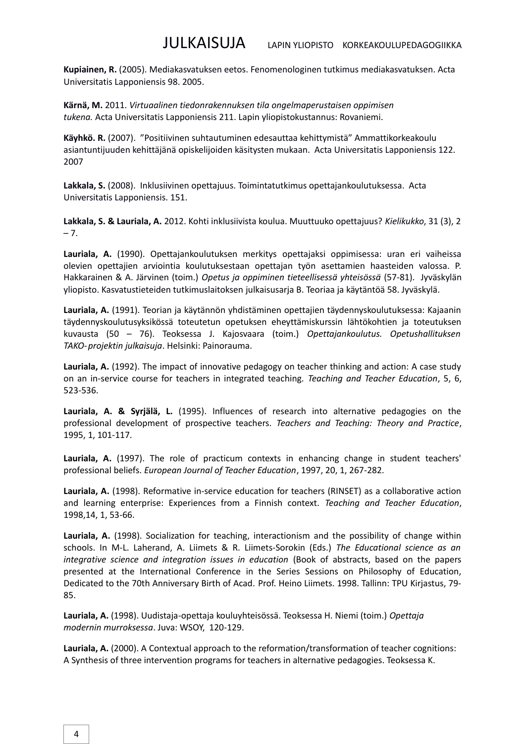**Kupiainen, R.** (2005). Mediakasvatuksen eetos. Fenomenologinen tutkimus mediakasvatuksen. Acta Universitatis Lapponiensis 98. 2005.

**Kärnä, M.** 2011. *Virtuaalinen tiedonrakennuksen tila ongelmaperustaisen oppimisen tukena.* Acta Universitatis Lapponiensis 211. Lapin yliopistokustannus: Rovaniemi.

**Käyhkö. R.** (2007). "Positiivinen suhtautuminen edesauttaa kehittymistä" Ammattikorkeakoulu asiantuntijuuden kehittäjänä opiskelijoiden käsitysten mukaan. Acta Universitatis Lapponiensis 122. 2007

**Lakkala, S.** (2008). Inklusiivinen opettajuus. Toimintatutkimus opettajankoulutuksessa. Acta Universitatis Lapponiensis. 151.

**Lakkala, S. & Lauriala, A.** 2012. Kohti inklusiivista koulua. Muuttuuko opettajuus? *Kielikukko*, 31 (3), 2 – 7.

**Lauriala, A.** (1990). Opettajankoulutuksen merkitys opettajaksi oppimisessa: uran eri vaiheissa olevien opettajien arviointia koulutuksestaan opettajan työn asettamien haasteiden valossa. P. Hakkarainen & A. Järvinen (toim.) *Opetus ja oppiminen tieteellisessä yhteisössä* (57-81). Jyväskylän yliopisto. Kasvatustieteiden tutkimuslaitoksen julkaisusarja B. Teoriaa ja käytäntöä 58. Jyväskylä.

**Lauriala, A.** (1991). Teorian ja käytännön yhdistäminen opettajien täydennyskoulutuksessa: Kajaanin täydennyskoulutusyksikössä toteutetun opetuksen eheyttämiskurssin lähtökohtien ja toteutuksen kuvausta (50 – 76). Teoksessa J. Kajosvaara (toim.) *Opettajankoulutus. Opetushallituksen TAKO-projektin julkaisuja*. Helsinki: Painorauma.

**Lauriala, A.** (1992). The impact of innovative pedagogy on teacher thinking and action: A case study on an in-service course for teachers in integrated teaching. *Teaching and Teacher Education*, 5, 6, 523-536.

**Lauriala, A. & Syrjälä, L.** (1995). Influences of research into alternative pedagogies on the professional development of prospective teachers. *Teachers and Teaching: Theory and Practice*, 1995, 1, 101-117.

**Lauriala, A.** (1997). The role of practicum contexts in enhancing change in student teachers' professional beliefs. *European Journal of Teacher Education*, 1997, 20, 1, 267-282.

**Lauriala, A.** (1998). Reformative in-service education for teachers (RINSET) as a collaborative action and learning enterprise: Experiences from a Finnish context. *Teaching and Teacher Education*, 1998,14, 1, 53-66.

**Lauriala, A.** (1998). Socialization for teaching, interactionism and the possibility of change within schools. In M-L. Laherand, A. Liimets & R. Liimets-Sorokin (Eds.) *The Educational science as an integrative science and integration issues in education* (Book of abstracts, based on the papers presented at the International Conference in the Series Sessions on Philosophy of Education, Dedicated to the 70th Anniversary Birth of Acad. Prof. Heino Liimets. 1998. Tallinn: TPU Kirjastus, 79-85.

**Lauriala, A.** (1998). Uudistaja-opettaja kouluyhteisössä. Teoksessa H. Niemi (toim.) *Opettaja modernin murroksessa*. Juva: WSOY, 120-129.

**Lauriala, A.** (2000). A Contextual approach to the reformation/transformation of teacher cognitions: A Synthesis of three intervention programs for teachers in alternative pedagogies. Teoksessa K.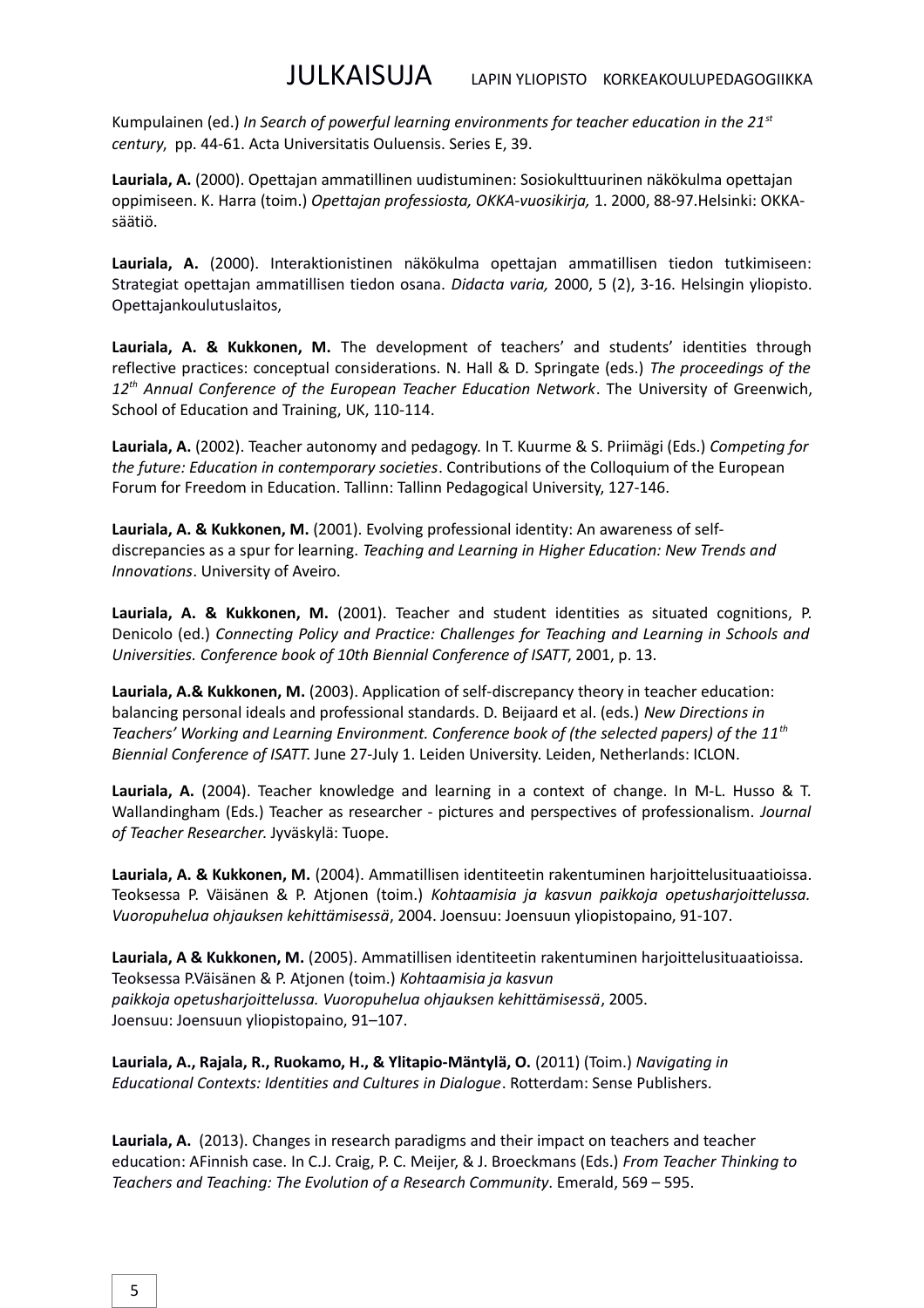Kumpulainen (ed.) *In Search of powerful learning environments for teacher education in the 21st century*, pp. 44-61. Acta Universitatis Ouluensis. Series E, 39.

**Lauriala, A.** (2000). Opettajan ammatillinen uudistuminen: Sosiokulttuurinen näkökulma opettajan oppimiseen. K. Harra (toim.) *Opettajan professiosta, OKKA-vuosikirja,* 1. 2000, 88-97.Helsinki: OKKA-säätiö.

**Lauriala, A.** (2000). Interaktionistinen näkökulma opettajan ammatillisen tiedon tutkimiseen: Strategiat opettajan ammatillisen tiedon osana. *Didacta varia,* 2000, 5 (2), 3-16. Helsingin yliopisto. Opettajankoulutuslaitos,

**Lauriala, A. & Kukkonen, M.** The development of teachers' and students' identities through reflective practices: conceptual considerations. N. Hall & D. Springate (eds.) *The proceedings of the 12th Annual Conference of the European Teacher Education Network*. The University of Greenwich, School of Education and Training, UK, 110-114.

**Lauriala, A.** (2002). Teacher autonomy and pedagogy. In T. Kuurme & S. Priimägi (Eds.) *Competing for the future: Education in contemporary societies*. Contributions of the Colloquium of the European Forum for Freedom in Education. Tallinn: Tallinn Pedagogical University, 127-146.

**Lauriala, A. & Kukkonen, M.** (2001). Evolving professional identity: An awareness of self-discrepancies as a spur for learning. *Teaching and Learning in Higher Education: New Trends and Innovations*. University of Aveiro.

**Lauriala, A. & Kukkonen, M.** (2001). Teacher and student identities as situated cognitions, P. Denicolo (ed.) *Connecting Policy and Practice: Challenges for Teaching and Learning in Schools and Universities. Conference book of 10th Biennial Conference of ISATT*, 2001, p. 13.

**Lauriala, A.& Kukkonen, M.** (2003). Application of self-discrepancy theory in teacher education: balancing personal ideals and professional standards. D. Beijaard et al. (eds.) *New Directions in Teachers' Working and Learning Environment. Conference book of (the selected papers) of the 11th Biennial Conference of ISATT.* June 27-July 1. Leiden University. Leiden, Netherlands: ICLON.

**Lauriala, A.** (2004). Teacher knowledge and learning in a context of change. In M-L. Husso & T. Wallandingham (Eds.) Teacher as researcher - pictures and perspectives of professionalism. *Journal of Teacher Researcher.* Jyväskylä: Tuope.

**Lauriala, A. & Kukkonen, M.** (2004). Ammatillisen identiteetin rakentuminen harjoittelusituaatioissa. Teoksessa P. Väisänen & P. Atjonen (toim.) *Kohtaamisia ja kasvun paikkoja opetusharjoittelussa. Vuoropuhelua ohjauksen kehittämisessä*, 2004. Joensuu: Joensuun yliopistopaino, 91-107.

**Lauriala, A & Kukkonen, M.** (2005). Ammatillisen identiteetin rakentuminen harjoittelusituaatioissa. Teoksessa P.Väisänen & P. Atjonen (toim.) *Kohtaamisia ja kasvun paikkoja opetusharjoittelussa. Vuoropuhelua ohjauksen kehittämisessä*, 2005. Joensuu: Joensuun yliopistopaino, 91–107.

**Lauriala, A., Rajala, R., Ruokamo, H., & Ylitapio-Mäntylä, O.** (2011) (Toim.) *Navigating in Educational Contexts: Identities and Cultures in Dialogue*. Rotterdam: Sense Publishers.

**Lauriala, A.** (2013). Changes in research paradigms and their impact on teachers and teacher education: AFinnish case. In C.J. Craig, P. C. Meijer, & J. Broeckmans (Eds.) *From Teacher Thinking to Teachers and Teaching: The Evolution of a Research Community*. Emerald, 569 – 595.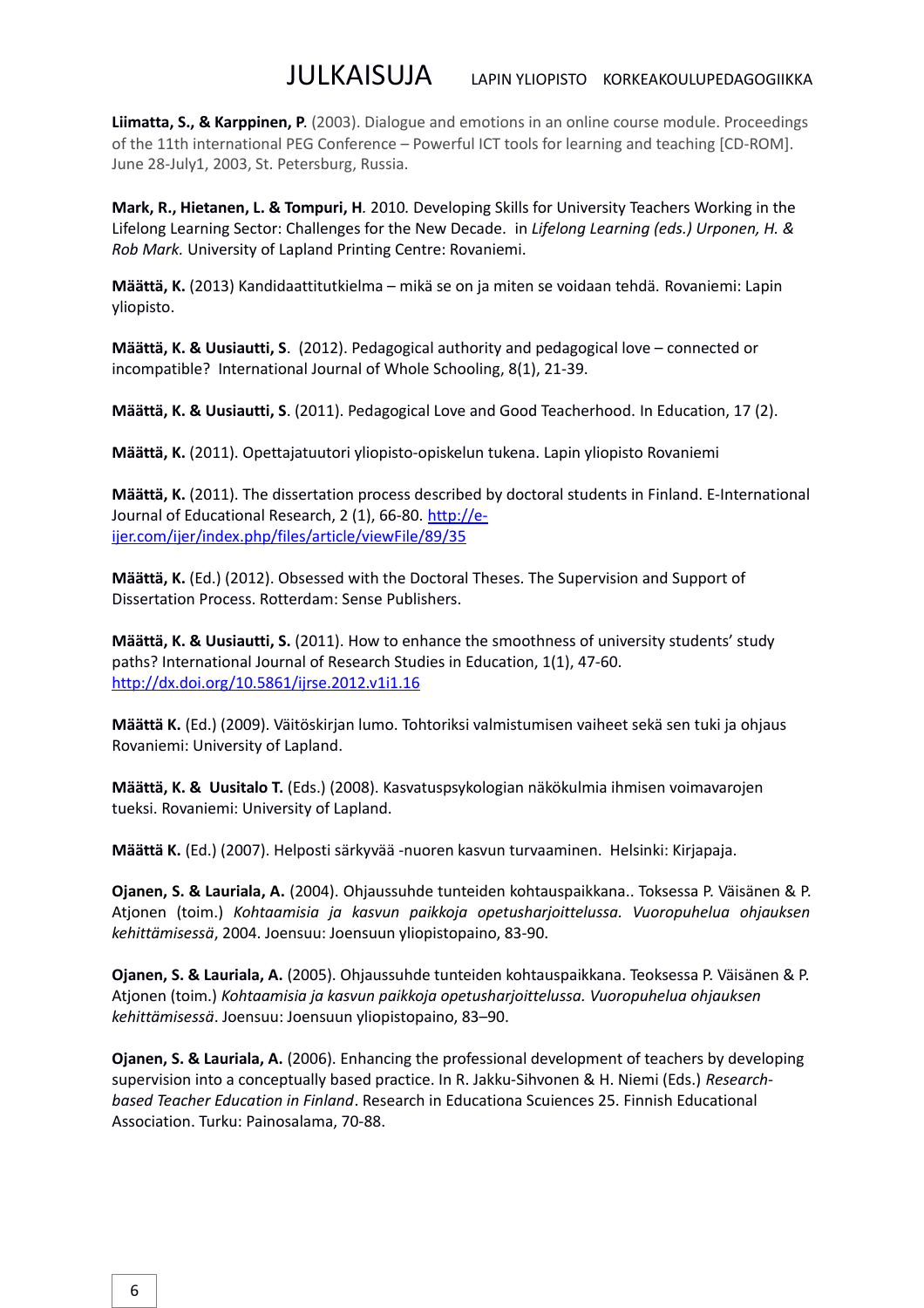**Liimatta, S., & Karppinen, P**. (2003). Dialogue and emotions in an online course module. Proceedings of the 11th international PEG Conference – Powerful ICT tools for learning and teaching [CD-ROM]. June 28-July1, 2003, St. Petersburg, Russia.

**Mark, R., Hietanen, L. & Tompuri, H**. 2010. Developing Skills for University Teachers Working in the Lifelong Learning Sector: Challenges for the New Decade. in *Lifelong Learning (eds.) Urponen, H. & Rob Mark.* University of Lapland Printing Centre: Rovaniemi.

**Määttä, K.** (2013) Kandidaattitutkielma – mikä se on ja miten se voidaan tehdä. Rovaniemi: Lapin yliopisto.

**Määttä, K. & Uusiautti, S**. (2012). Pedagogical authority and pedagogical love – connected or incompatible? International Journal of Whole Schooling, 8(1), 21-39.

**Määttä, K. & Uusiautti, S**. (2011). Pedagogical Love and Good Teacherhood. In Education, 17 (2).

**Määttä, K.** (2011). Opettajatuutori yliopisto-opiskelun tukena. Lapin yliopisto Rovaniemi

**Määttä, K.** (2011). The dissertation process described by doctoral students in Finland. E-International Journal of Educational Research, 2 (1), 66-80. http://e-ijer.com/ijer/index.php/files/article/viewFile/89/35

**Määttä, K.** (Ed.) (2012). Obsessed with the Doctoral Theses. The Supervision and Support of Dissertation Process. Rotterdam: Sense Publishers.

**Määttä, K. & Uusiautti, S.** (2011). How to enhance the smoothness of university students' study paths? International Journal of Research Studies in Education, 1(1), 47-60. http://dx.doi.org/10.5861/ijrse.2012.v1i1.16

**Määttä K.** (Ed.) (2009). Väitöskirjan lumo. Tohtoriksi valmistumisen vaiheet sekä sen tuki ja ohjaus Rovaniemi: University of Lapland.

**Määttä, K. & Uusitalo T.** (Eds.) (2008). Kasvatuspsykologian näkökulmia ihmisen voimavarojen tueksi. Rovaniemi: University of Lapland.

**Määttä K.** (Ed.) (2007). Helposti särkyvää -nuoren kasvun turvaaminen. Helsinki: Kirjapaja.

**Ojanen, S. & Lauriala, A.** (2004). Ohjaussuhde tunteiden kohtauspaikkana.. Toksessa P. Väisänen & P. Atjonen (toim.) *Kohtaamisia ja kasvun paikkoja opetusharjoittelussa. Vuoropuhelua ohjauksen kehittämisessä*, 2004. Joensuu: Joensuun yliopistopaino, 83-90.

**Ojanen, S. & Lauriala, A.** (2005). Ohjaussuhde tunteiden kohtauspaikkana. Teoksessa P. Väisänen & P. Atjonen (toim.) *Kohtaamisia ja kasvun paikkoja opetusharjoittelussa. Vuoropuhelua ohjauksen kehittämisessä*. Joensuu: Joensuun yliopistopaino, 83–90.

**Ojanen, S. & Lauriala, A.** (2006). Enhancing the professional development of teachers by developing supervision into a conceptually based practice. In R. Jakku-Sihvonen & H. Niemi (Eds.) *Research-based Teacher Education in Finland*. Research in Educationa Scuiences 25. Finnish Educational Association. Turku: Painosalama, 70-88.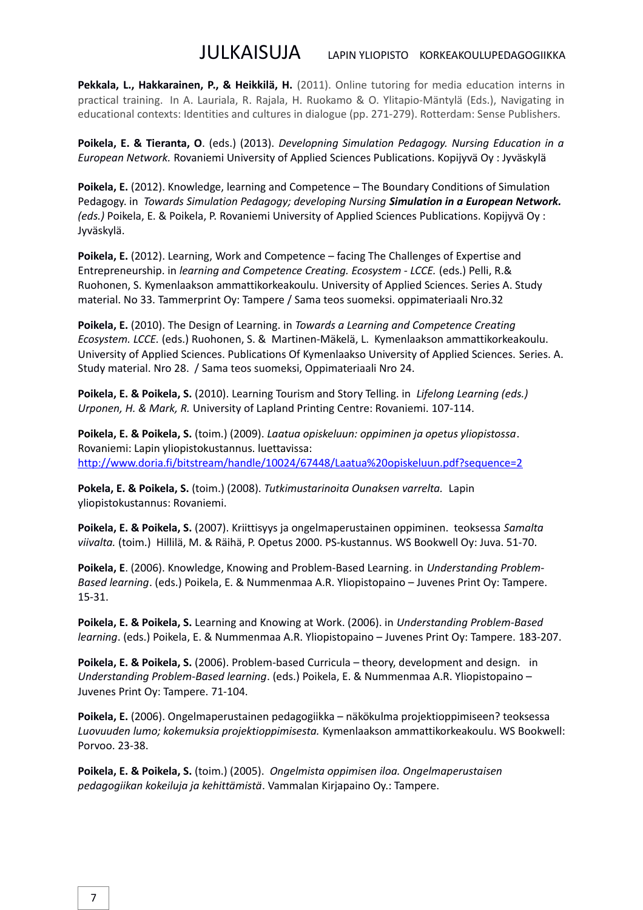Pekkala, L., Hakkarainen, P., & Heikkilä, H.** (2011). Online tutoring for media education interns in practical training. In A. Lauriala, R. Rajala, H. Ruokamo & O. Ylitapio-Mäntylä (Eds.), Navigating in educational contexts: Identities and cultures in dialogue (pp. 271-279). Rotterdam: Sense Publishers.

**Poikela, E. & Tieranta, O**. (eds.) (2013). *Developning Simulation Pedagogy. Nursing Education in a European Network.* Rovaniemi University of Applied Sciences Publications. Kopijyvä Oy : Jyväskylä

**Poikela, E.** (2012). Knowledge, learning and Competence – The Boundary Conditions of Simulation Pedagogy. in *Towards Simulation Pedagogy; developing Nursing* ***Simulation in a European Network.*** *(eds.)* Poikela, E. & Poikela, P. Rovaniemi University of Applied Sciences Publications. Kopijyvä Oy : Jyväskylä.

**Poikela, E.** (2012). Learning, Work and Competence – facing The Challenges of Expertise and Entrepreneurship. in *learning and Competence Creating. Ecosystem - LCCE.* (eds.) Pelli, R.& Ruohonen, S. Kymenlaakson ammattikorkeakoulu. University of Applied Sciences. Series A. Study material. No 33. Tammerprint Oy: Tampere / Sama teos suomeksi. oppimateriaali Nro.32

**Poikela, E.** (2010). The Design of Learning. in *Towards a Learning and Competence Creating Ecosystem. LCCE.* (eds.) Ruohonen, S. & Martinen-Mäkelä, L. Kymenlaakson ammattikorkeakoulu. University of Applied Sciences. Publications Of Kymenlaakso University of Applied Sciences. Series. A. Study material. Nro 28. / Sama teos suomeksi, Oppimateriaali Nro 24.

**Poikela, E. & Poikela, S.** (2010). Learning Tourism and Story Telling. in *Lifelong Learning (eds.) Urponen, H. & Mark, R.* University of Lapland Printing Centre: Rovaniemi. 107-114.

**Poikela, E. & Poikela, S.** (toim.) (2009). *Laatua opiskeluun: oppiminen ja opetus yliopistossa*. Rovaniemi: Lapin yliopistokustannus. luettavissa: http://www.doria.fi/bitstream/handle/10024/67448/Laatua%20opiskeluun.pdf?sequence=2

**Pokela, E. & Poikela, S.** (toim.) (2008). *Tutkimustarinoita Ounaksen varrelta.* Lapin yliopistokustannus: Rovaniemi.

**Poikela, E. & Poikela, S.** (2007). Kriittisyys ja ongelmaperustainen oppiminen. teoksessa *Samalta viivalta.* (toim.) Hillilä, M. & Räihä, P. Opetus 2000. PS-kustannus. WS Bookwell Oy: Juva. 51-70.

**Poikela, E**. (2006). Knowledge, Knowing and Problem-Based Learning. in *Understanding Problem-Based learning*. (eds.) Poikela, E. & Nummenmaa A.R. Yliopistopaino – Juvenes Print Oy: Tampere. 15-31.

**Poikela, E. & Poikela, S.** Learning and Knowing at Work. (2006). in *Understanding Problem-Based learning*. (eds.) Poikela, E. & Nummenmaa A.R. Yliopistopaino – Juvenes Print Oy: Tampere. 183-207.

**Poikela, E. & Poikela, S.** (2006). Problem-based Curricula – theory, development and design. in *Understanding Problem-Based learning*. (eds.) Poikela, E. & Nummenmaa A.R. Yliopistopaino – Juvenes Print Oy: Tampere. 71-104.

**Poikela, E.** (2006). Ongelmaperustainen pedagogiikka – näkökulma projektioppimiseen? teoksessa *Luovuuden lumo; kokemuksia projektioppimisesta.* Kymenlaakson ammattikorkeakoulu. WS Bookwell: Porvoo. 23-38.

**Poikela, E. & Poikela, S.** (toim.) (2005). *Ongelmista oppimisen iloa. Ongelmaperustaisen pedagogiikan kokeiluja ja kehittämistä*. Vammalan Kirjapaino Oy.: Tampere.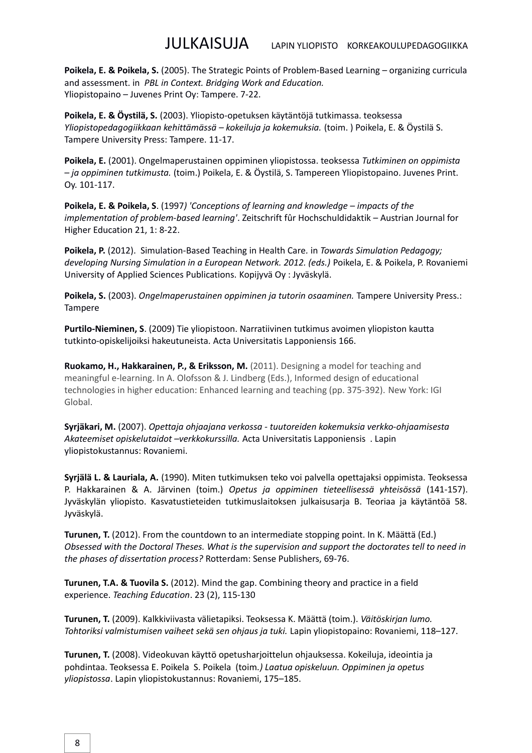**Poikela, E. & Poikela, S.** (2005). The Strategic Points of Problem-Based Learning – organizing curricula and assessment. in *PBL in Context. Bridging Work and Education.* Yliopistopaino – Juvenes Print Oy: Tampere. 7-22.

**Poikela, E. & Öystilä, S.** (2003). Yliopisto-opetuksen käytäntöjä tutkimassa. teoksessa *Yliopistopedagogiikkaan kehittämässä – kokeiluja ja kokemuksia.* (toim. ) Poikela, E. & Öystilä S. Tampere University Press: Tampere. 11-17.

**Poikela, E.** (2001). Ongelmaperustainen oppiminen yliopistossa. teoksessa *Tutkiminen on oppimista – ja oppiminen tutkimusta.* (toim.) Poikela, E. & Öystilä, S. Tampereen Yliopistopaino. Juvenes Print. Oy. 101-117.

**Poikela, E. & Poikela, S**. (1997*) 'Conceptions of learning and knowledge – impacts of the implementation of problem-based learning'*. Zeitschrift fûr Hochschuldidaktik – Austrian Journal for Higher Education 21, 1: 8-22.

**Poikela, P.** (2012). Simulation-Based Teaching in Health Care. in *Towards Simulation Pedagogy; developing Nursing Simulation in a European Network. 2012. (eds.)* Poikela, E. & Poikela, P. Rovaniemi University of Applied Sciences Publications. Kopijyvä Oy : Jyväskylä.

**Poikela, S.** (2003). *Ongelmaperustainen oppiminen ja tutorin osaaminen.* Tampere University Press.: Tampere

**Purtilo-Nieminen, S**. (2009) Tie yliopistoon. Narratiivinen tutkimus avoimen yliopiston kautta tutkinto-opiskelijoiksi hakeutuneista. Acta Universitatis Lapponiensis 166.

**Ruokamo, H., Hakkarainen, P., & Eriksson, M.** (2011). Designing a model for teaching and meaningful e-learning. In A. Olofsson & J. Lindberg (Eds.), Informed design of educational technologies in higher education: Enhanced learning and teaching (pp. 375-392). New York: IGI Global.

**Syrjäkari, M.** (2007). *Opettaja ohjaajana verkossa - tuutoreiden kokemuksia verkko-ohjaamisesta Akateemiset opiskelutaidot –verkkokurssilla.* Acta Universitatis Lapponiensis . Lapin yliopistokustannus: Rovaniemi.

**Syrjälä L. & Lauriala, A.** (1990). Miten tutkimuksen teko voi palvella opettajaksi oppimista. Teoksessa P. Hakkarainen & A. Järvinen (toim.) *Opetus ja oppiminen tieteellisessä yhteisössä* (141-157). Jyväskylän yliopisto. Kasvatustieteiden tutkimuslaitoksen julkaisusarja B. Teoriaa ja käytäntöä 58. Jyväskylä.

**Turunen, T.** (2012). From the countdown to an intermediate stopping point. In K. Määttä (Ed.) *Obsessed with the Doctoral Theses. What is the supervision and support the doctorates tell to need in the phases of dissertation process?* Rotterdam: Sense Publishers, 69-76.

**Turunen, T.A. & Tuovila S.** (2012). Mind the gap. Combining theory and practice in a field experience. *Teaching Education*. 23 (2), 115-130

**Turunen, T.** (2009). Kalkkiviivasta välietapiksi. Teoksessa K. Määttä (toim.). *Väitöskirjan lumo. Tohtoriksi valmistumisen vaiheet sekä sen ohjaus ja tuki.* Lapin yliopistopaino: Rovaniemi, 118–127.

**Turunen, T.** (2008). Videokuvan käyttö opetusharjoittelun ohjauksessa. Kokeiluja, ideointia ja pohdintaa. Teoksessa E. Poikela S. Poikela (toim*.) Laatua opiskeluun. Oppiminen ja opetus yliopistossa*. Lapin yliopistokustannus: Rovaniemi, 175–185.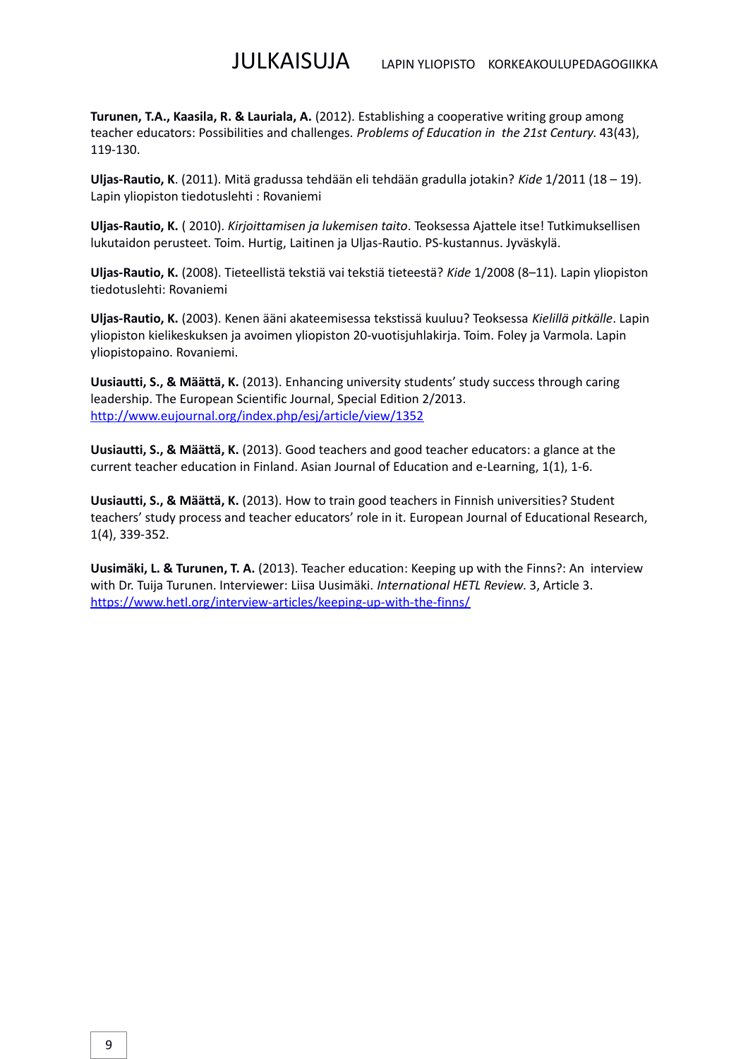**Turunen, T.A., Kaasila, R. & Lauriala, A.** (2012). Establishing a cooperative writing group among teacher educators: Possibilities and challenges. *Problems of Education in the 21st Century.* 43(43), 119-130.

**Uljas-Rautio, K**. (2011). Mitä gradussa tehdään eli tehdään gradulla jotakin? *Kide* 1/2011 (18 – 19). Lapin yliopiston tiedotuslehti : Rovaniemi

**Uljas-Rautio, K.** ( 2010). *Kirjoittamisen ja lukemisen taito*. Teoksessa Ajattele itse! Tutkimuksellisen lukutaidon perusteet. Toim. Hurtig, Laitinen ja Uljas-Rautio. PS-kustannus. Jyväskylä.

**Uljas-Rautio, K.** (2008). Tieteellistä tekstiä vai tekstiä tieteestä? *Kide* 1/2008 (8–11). Lapin yliopiston tiedotuslehti: Rovaniemi

**Uljas-Rautio, K.** (2003). Kenen ääni akateemisessa tekstissä kuuluu? Teoksessa *Kielillä pitkälle*. Lapin yliopiston kielikeskuksen ja avoimen yliopiston 20-vuotisjuhlakirja. Toim. Foley ja Varmola. Lapin yliopistopaino. Rovaniemi.

**Uusiautti, S., & Määttä, K.** (2013). Enhancing university students' study success through caring leadership. The European Scientific Journal, Special Edition 2/2013. http://www.eujournal.org/index.php/esj/article/view/1352

**Uusiautti, S., & Määttä, K.** (2013). Good teachers and good teacher educators: a glance at the current teacher education in Finland. Asian Journal of Education and e-Learning, 1(1), 1-6.

**Uusiautti, S., & Määttä, K.** (2013). How to train good teachers in Finnish universities? Student teachers' study process and teacher educators' role in it. European Journal of Educational Research, 1(4), 339-352.

**Uusimäki, L. & Turunen, T. A.** (2013). Teacher education: Keeping up with the Finns?: An interview with Dr. Tuija Turunen. Interviewer: Liisa Uusimäki. *International HETL Review*. 3, Article 3. https://www.hetl.org/interview-articles/keeping-up-with-the-finns/